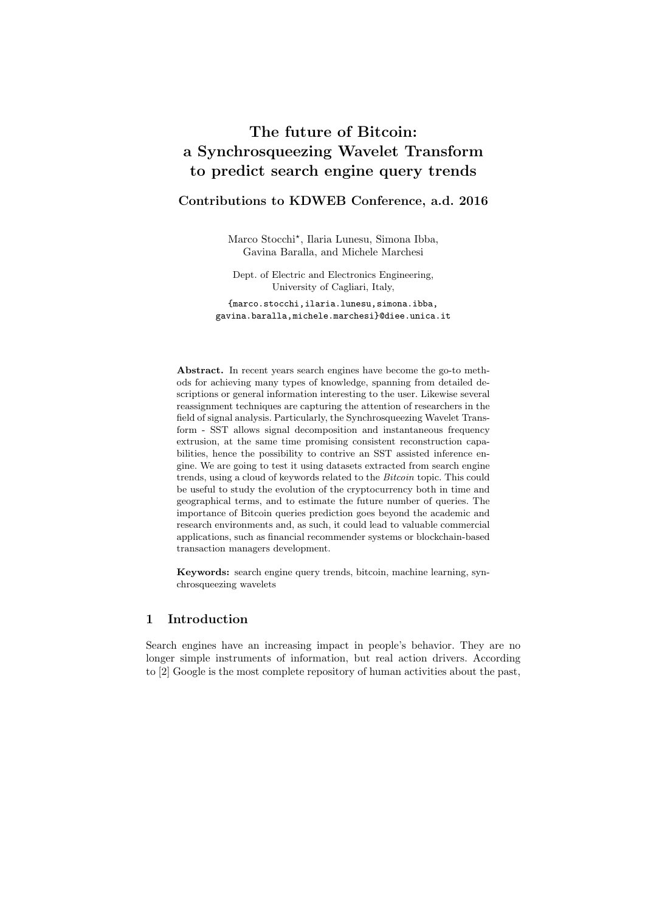# The future of Bitcoin: a Synchrosqueezing Wavelet Transform to predict search engine query trends

## Contributions to KDWEB Conference, a.d. 2016

Marco Stocchi*, Ilaria Lunesu, Simona Ibba, Gavina Baralla, and Michele Marchesi

Dept. of Electric and Electronics Engineering, University of Cagliari, Italy,

{marco.stocchi,ilaria.lunesu,simona.ibba, gavina.baralla,michele.marchesi}@diee.unica.it

**Abstract.** In recent years search engines have become the go-to methods for achieving many types of knowledge, spanning from detailed descriptions or general information interesting to the user. Likewise several reassignment techniques are capturing the attention of researchers in the field of signal analysis. Particularly, the Synchrosqueezing Wavelet Transform - SST allows signal decomposition and instantaneous frequency extrusion, at the same time promising consistent reconstruction capabilities, hence the possibility to contrive an SST assisted inference engine. We are going to test it using datasets extracted from search engine trends, using a cloud of keywords related to the *Bitcoin* topic. This could be useful to study the evolution of the cryptocurrency both in time and geographical terms, and to estimate the future number of queries. The importance of Bitcoin queries prediction goes beyond the academic and research environments and, as such, it could lead to valuable commercial applications, such as financial recommender systems or blockchain-based transaction managers development.

**Keywords:** search engine query trends, bitcoin, machine learning, synchrosqueezing wavelets

## 1 Introduction

Search engines have an increasing impact in people's behavior. They are no longer simple instruments of information, but real action drivers. According to [2] Google is the most complete repository of human activities about the past,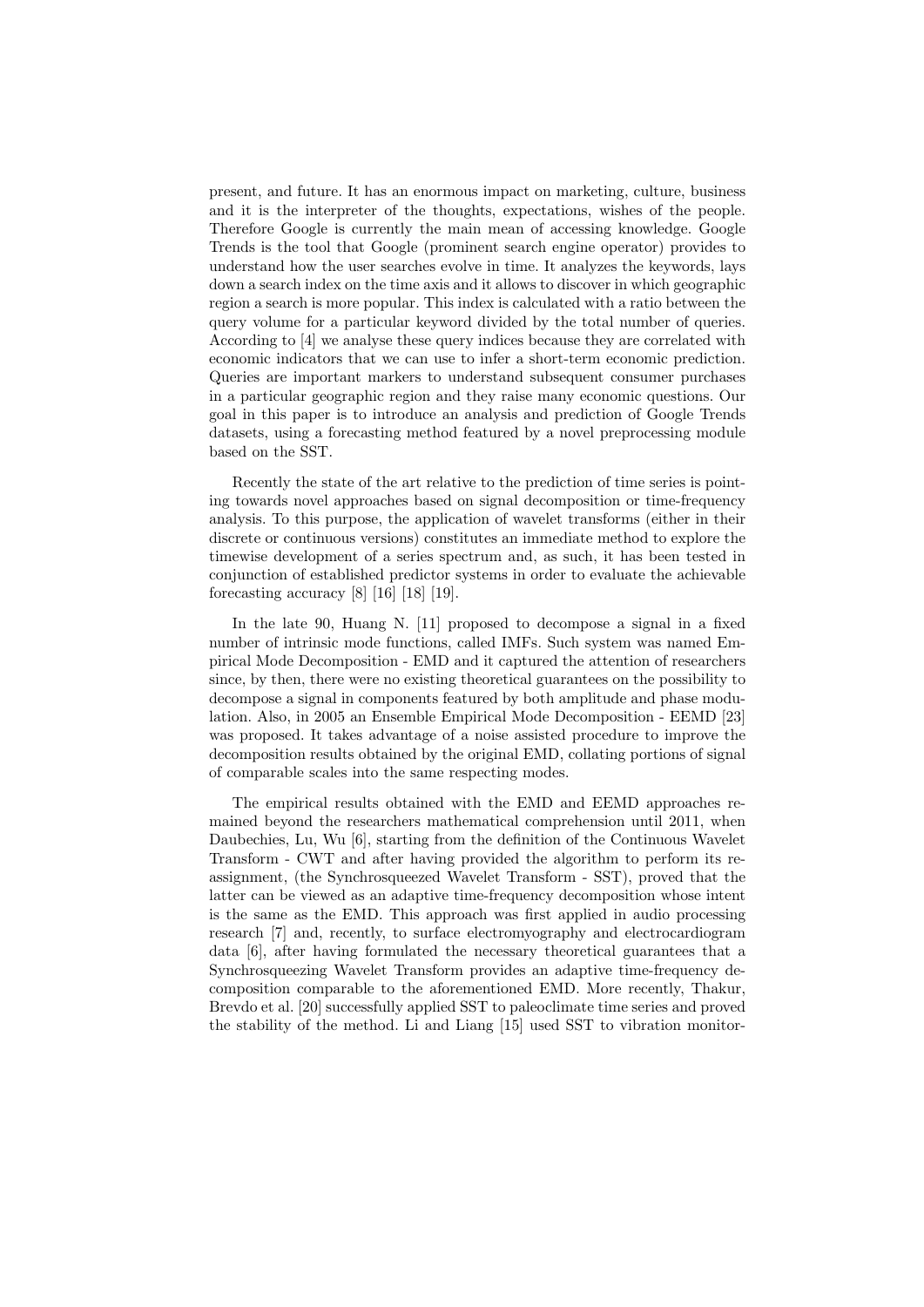present, and future. It has an enormous impact on marketing, culture, business and it is the interpreter of the thoughts, expectations, wishes of the people. Therefore Google is currently the main mean of accessing knowledge. Google Trends is the tool that Google (prominent search engine operator) provides to understand how the user searches evolve in time. It analyzes the keywords, lays down a search index on the time axis and it allows to discover in which geographic region a search is more popular. This index is calculated with a ratio between the query volume for a particular keyword divided by the total number of queries. According to [4] we analyse these query indices because they are correlated with economic indicators that we can use to infer a short-term economic prediction. Queries are important markers to understand subsequent consumer purchases in a particular geographic region and they raise many economic questions. Our goal in this paper is to introduce an analysis and prediction of Google Trends datasets, using a forecasting method featured by a novel preprocessing module based on the SST.

Recently the state of the art relative to the prediction of time series is pointing towards novel approaches based on signal decomposition or time-frequency analysis. To this purpose, the application of wavelet transforms (either in their discrete or continuous versions) constitutes an immediate method to explore the timewise development of a series spectrum and, as such, it has been tested in conjunction of established predictor systems in order to evaluate the achievable forecasting accuracy [8] [16] [18] [19].

In the late 90, Huang N. [11] proposed to decompose a signal in a fixed number of intrinsic mode functions, called IMFs. Such system was named Empirical Mode Decomposition - EMD and it captured the attention of researchers since, by then, there were no existing theoretical guarantees on the possibility to decompose a signal in components featured by both amplitude and phase modulation. Also, in 2005 an Ensemble Empirical Mode Decomposition - EEMD [23] was proposed. It takes advantage of a noise assisted procedure to improve the decomposition results obtained by the original EMD, collating portions of signal of comparable scales into the same respecting modes.

The empirical results obtained with the EMD and EEMD approaches remained beyond the researchers mathematical comprehension until 2011, when Daubechies, Lu, Wu [6], starting from the definition of the Continuous Wavelet Transform - CWT and after having provided the algorithm to perform its reassignment, (the Synchrosqueezed Wavelet Transform - SST), proved that the latter can be viewed as an adaptive time-frequency decomposition whose intent is the same as the EMD. This approach was first applied in audio processing research [7] and, recently, to surface electromyography and electrocardiogram data [6], after having formulated the necessary theoretical guarantees that a Synchrosqueezing Wavelet Transform provides an adaptive time-frequency decomposition comparable to the aforementioned EMD. More recently, Thakur, Brevdo et al. [20] successfully applied SST to paleoclimate time series and proved the stability of the method. Li and Liang [15] used SST to vibration monitor-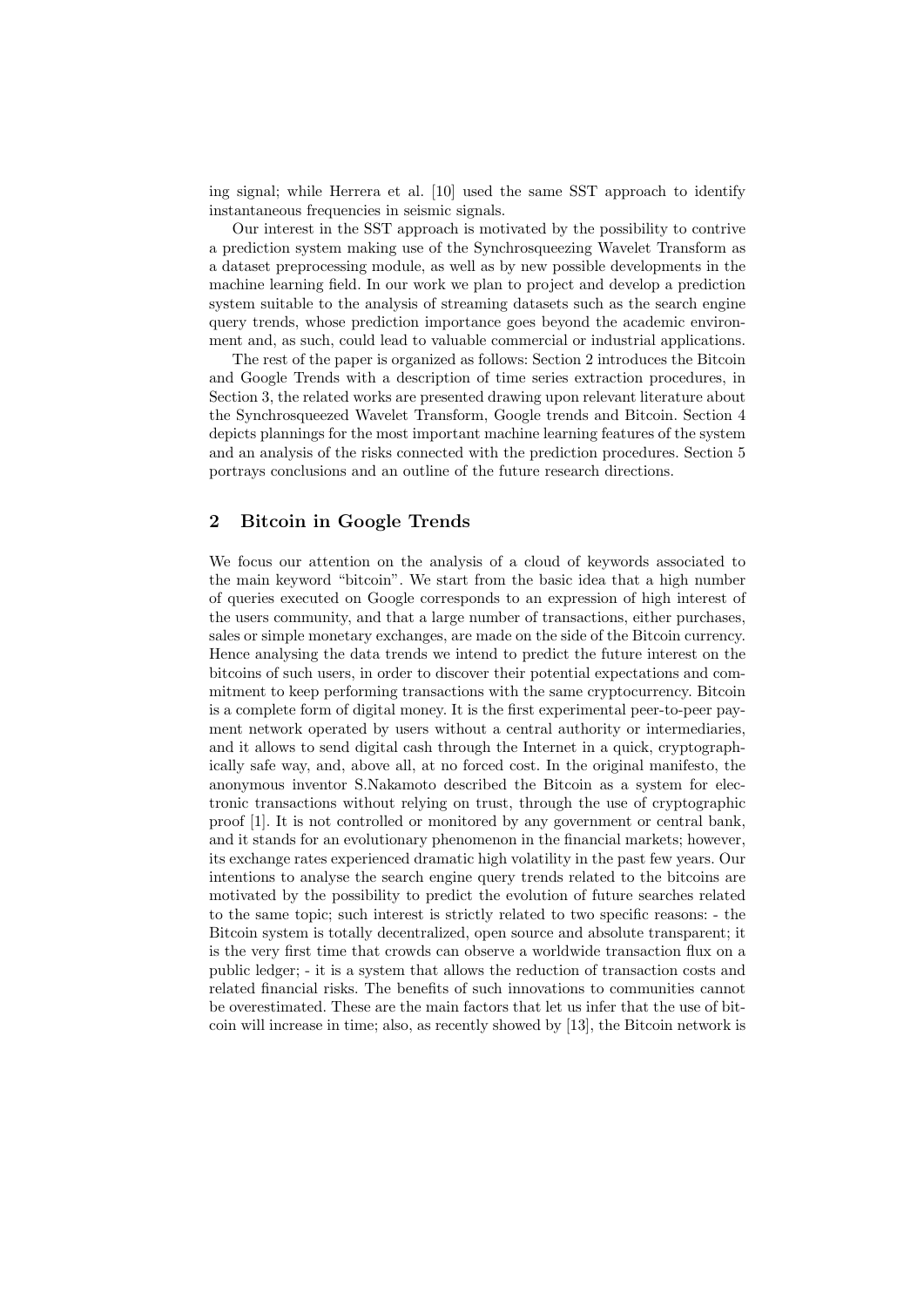ing signal; while Herrera et al. [10] used the same SST approach to identify instantaneous frequencies in seismic signals.

Our interest in the SST approach is motivated by the possibility to contrive a prediction system making use of the Synchrosqueezing Wavelet Transform as a dataset preprocessing module, as well as by new possible developments in the machine learning field. In our work we plan to project and develop a prediction system suitable to the analysis of streaming datasets such as the search engine query trends, whose prediction importance goes beyond the academic environment and, as such, could lead to valuable commercial or industrial applications.

The rest of the paper is organized as follows: Section 2 introduces the Bitcoin and Google Trends with a description of time series extraction procedures, in Section 3, the related works are presented drawing upon relevant literature about the Synchrosqueezed Wavelet Transform, Google trends and Bitcoin. Section 4 depicts plannings for the most important machine learning features of the system and an analysis of the risks connected with the prediction procedures. Section 5 portrays conclusions and an outline of the future research directions.

## 2 Bitcoin in Google Trends

We focus our attention on the analysis of a cloud of keywords associated to the main keyword "bitcoin". We start from the basic idea that a high number of queries executed on Google corresponds to an expression of high interest of the users community, and that a large number of transactions, either purchases, sales or simple monetary exchanges, are made on the side of the Bitcoin currency. Hence analysing the data trends we intend to predict the future interest on the bitcoins of such users, in order to discover their potential expectations and commitment to keep performing transactions with the same cryptocurrency. Bitcoin is a complete form of digital money. It is the first experimental peer-to-peer payment network operated by users without a central authority or intermediaries, and it allows to send digital cash through the Internet in a quick, cryptographically safe way, and, above all, at no forced cost. In the original manifesto, the anonymous inventor S.Nakamoto described the Bitcoin as a system for electronic transactions without relying on trust, through the use of cryptographic proof [1]. It is not controlled or monitored by any government or central bank, and it stands for an evolutionary phenomenon in the financial markets; however, its exchange rates experienced dramatic high volatility in the past few years. Our intentions to analyse the search engine query trends related to the bitcoins are motivated by the possibility to predict the evolution of future searches related to the same topic; such interest is strictly related to two specific reasons: - the Bitcoin system is totally decentralized, open source and absolute transparent; it is the very first time that crowds can observe a worldwide transaction flux on a public ledger; - it is a system that allows the reduction of transaction costs and related financial risks. The benefits of such innovations to communities cannot be overestimated. These are the main factors that let us infer that the use of bitcoin will increase in time; also, as recently showed by [13], the Bitcoin network is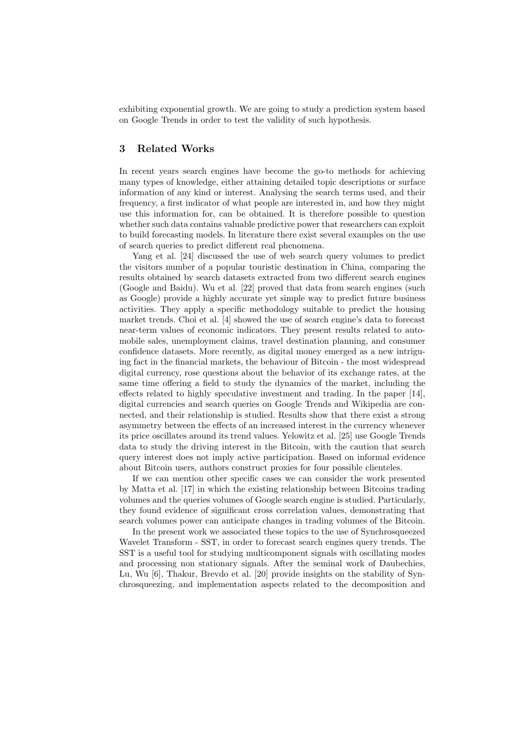exhibiting exponential growth. We are going to study a prediction system based on Google Trends in order to test the validity of such hypothesis.

## 3 Related Works

In recent years search engines have become the go-to methods for achieving many types of knowledge, either attaining detailed topic descriptions or surface information of any kind or interest. Analysing the search terms used, and their frequency, a first indicator of what people are interested in, and how they might use this information for, can be obtained. It is therefore possible to question whether such data contains valuable predictive power that researchers can exploit to build forecasting models. In literature there exist several examples on the use of search queries to predict different real phenomena.

Yang et al. [24] discussed the use of web search query volumes to predict the visitors number of a popular touristic destination in China, comparing the results obtained by search datasets extracted from two different search engines (Google and Baidu). Wu et al. [22] proved that data from search engines (such as Google) provide a highly accurate yet simple way to predict future business activities. They apply a specific methodology suitable to predict the housing market trends. Choi et al. [4] showed the use of search engine's data to forecast near-term values of economic indicators. They present results related to automobile sales, unemployment claims, travel destination planning, and consumer confidence datasets. More recently, as digital money emerged as a new intriguing fact in the financial markets, the behaviour of Bitcoin - the most widespread digital currency, rose questions about the behavior of its exchange rates, at the same time offering a field to study the dynamics of the market, including the effects related to highly speculative investment and trading. In the paper [14], digital currencies and search queries on Google Trends and Wikipedia are connected, and their relationship is studied. Results show that there exist a strong asymmetry between the effects of an increased interest in the currency whenever its price oscillates around its trend values. Yelowitz et al. [25] use Google Trends data to study the driving interest in the Bitcoin, with the caution that search query interest does not imply active participation. Based on informal evidence about Bitcoin users, authors construct proxies for four possible clienteles.

If we can mention other specific cases we can consider the work presented by Matta et al. [17] in which the existing relationship between Bitcoins trading volumes and the queries volumes of Google search engine is studied. Particularly, they found evidence of significant cross correlation values, demonstrating that search volumes power can anticipate changes in trading volumes of the Bitcoin.

In the present work we associated these topics to the use of Synchrosqueezed Wavelet Transform - SST, in order to forecast search engines query trends. The SST is a useful tool for studying multicomponent signals with oscillating modes and processing non stationary signals. After the seminal work of Daubechies, Lu, Wu [6], Thakur, Brevdo et al. [20] provide insights on the stability of Synchrosqueezing, and implementation aspects related to the decomposition and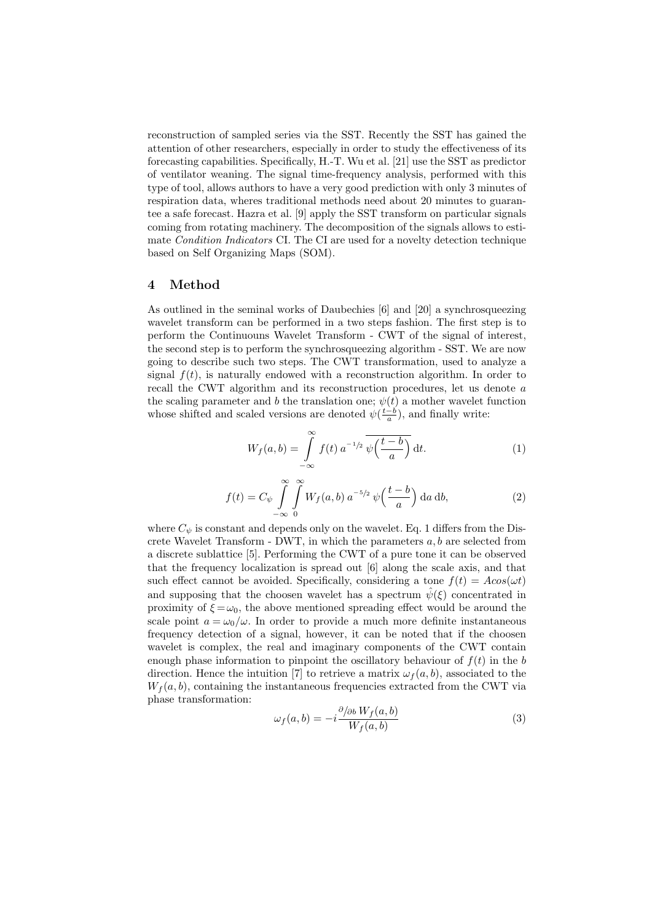reconstruction of sampled series via the SST. Recently the SST has gained the attention of other researchers, especially in order to study the effectiveness of its forecasting capabilities. Specifically, H.-T. Wu et al. [21] use the SST as predictor of ventilator weaning. The signal time-frequency analysis, performed with this type of tool, allows authors to have a very good prediction with only 3 minutes of respiration data, wheres traditional methods need about 20 minutes to guarantee a safe forecast. Hazra et al. [9] apply the SST transform on particular signals coming from rotating machinery. The decomposition of the signals allows to estimate *Condition Indicators* CI. The CI are used for a novelty detection technique based on Self Organizing Maps (SOM).

## 4 Method

As outlined in the seminal works of Daubechies [6] and [20] a synchrosqueezing wavelet transform can be performed in a two steps fashion. The first step is to perform the Continuouns Wavelet Transform - CWT of the signal of interest, the second step is to perform the synchrosqueezing algorithm - SST. We are now going to describe such two steps. The CWT transformation, used to analyze a signal $f(t)$, is naturally endowed with a reconstruction algorithm. In order to recall the CWT algorithm and its reconstruction procedures, let us denote $a$ the scaling parameter and $b$ the translation one; $\psi(t)$ a mother wavelet function whose shifted and scaled versions are denoted $\psi(\frac{t-b}{a})$, and finally write:

$$W_f(a,b) = \int_{-\infty}^{\infty} f(t)\, a^{-1/2}\, \overline{\psi\Big(\frac{t-b}{a}\Big)}\, \mathrm{d}t. \tag{1}$$

$$f(t) = C_\psi \int_{-\infty}^{\infty}\int_{0}^{\infty} W_f(a,b)\, a^{-5/2}\, \psi\Big(\frac{t-b}{a}\Big)\, \mathrm{d}a\, \mathrm{d}b, \tag{2}$$

where $C_\psi$ is constant and depends only on the wavelet. Eq. 1 differs from the Discrete Wavelet Transform - DWT, in which the parameters $a, b$ are selected from a discrete sublattice [5]. Performing the CWT of a pure tone it can be observed that the frequency localization is spread out [6] along the scale axis, and that such effect cannot be avoided. Specifically, considering a tone $f(t) = Acos(\omega t)$ and supposing that the choosen wavelet has a spectrum $\hat{\psi}(\xi)$ concentrated in proximity of $\xi = \omega_0$, the above mentioned spreading effect would be around the scale point $a = \omega_0/\omega$. In order to provide a much more definite instantaneous frequency detection of a signal, however, it can be noted that if the choosen wavelet is complex, the real and imaginary components of the CWT contain enough phase information to pinpoint the oscillatory behaviour of $f(t)$ in the $b$ direction. Hence the intuition [7] to retrieve a matrix $\omega_f(a,b)$, associated to the $W_f(a,b)$, containing the instantaneous frequencies extracted from the CWT via phase transformation:

$$\omega_f(a,b) = -i\frac{\partial/\partial b\, W_f(a,b)}{W_f(a,b)} \tag{3}$$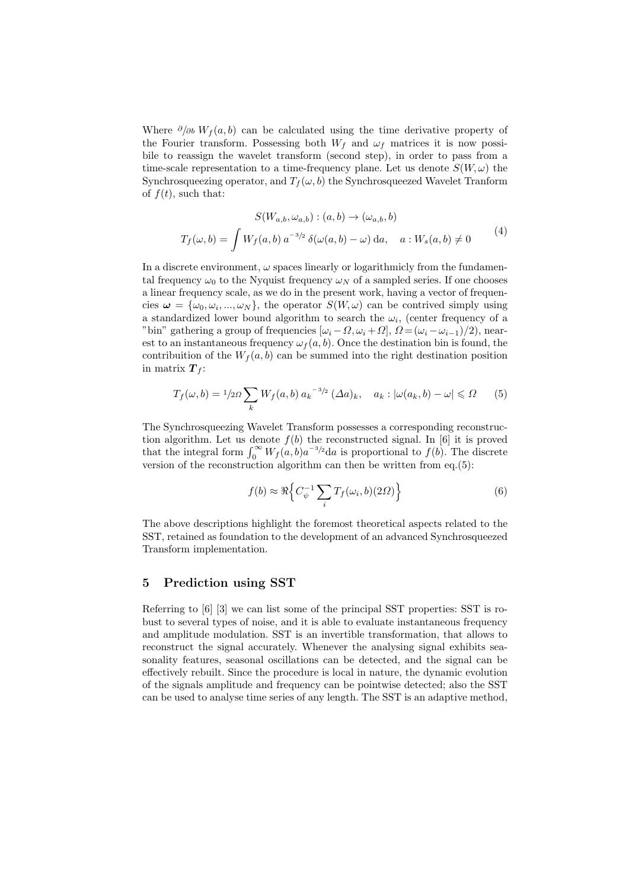Where $\partial/\partial b \, W_f(a,b)$ can be calculated using the time derivative property of the Fourier transform. Possessing both $W_f$ and $\omega_f$ matrices it is now possibile to reassign the wavelet transform (second step), in order to pass from a time-scale representation to a time-frequency plane. Let us denote $S(W,\omega)$ the Synchrosqueezing operator, and $T_f(\omega,b)$ the Synchrosqueezed Wavelet Tranform of $f(t)$, such that:

$$
\begin{gathered}
S(W_{a,b},\omega_{a,b}) : (a,b) \to (\omega_{a,b}, b) \\
T_f(\omega,b) = \int W_f(a,b)\, a^{-3/2}\, \delta(\omega(a,b) - \omega)\, \mathrm{d}a, \quad a : W_s(a,b) \neq 0
\end{gathered}
\tag{4}
$$

In a discrete environment, $\omega$ spaces linearly or logarithmicly from the fundamental frequency $\omega_0$ to the Nyquist frequency $\omega_N$ of a sampled series. If one chooses a linear frequency scale, as we do in the present work, having a vector of frequencies $\boldsymbol{\omega} = \{\omega_0, \omega_i, ..., \omega_N\}$, the operator $S(W,\omega)$ can be contrived simply using a standardized lower bound algorithm to search the $\omega_i$, (center frequency of a "bin" gathering a group of frequencies $[\omega_i - \Omega, \omega_i + \Omega]$, $\Omega = (\omega_i - \omega_{i-1})/2$), nearest to an instantaneous frequency $\omega_f(a,b)$. Once the destination bin is found, the contribuition of the $W_f(a,b)$ can be summed into the right destination position in matrix $\boldsymbol{T}_f$:

$$
T_f(\omega,b) = 1/2\Omega \sum_k W_f(a,b)\, a_k^{\,-3/2}\, (\Delta a)_k, \quad a_k : |\omega(a_k,b) - \omega| \leqslant \Omega \tag{5}
$$

The Synchrosqueezing Wavelet Transform possesses a corresponding reconstruction algorithm. Let us denote $f(b)$ the reconstructed signal. In [6] it is proved that the integral form $\int_0^\infty W_f(a,b) a^{-3/2} \mathrm{d}a$ is proportional to $f(b)$. The discrete version of the reconstruction algorithm can then be written from eq.(5):

$$
f(b) \approx \Re\Big\{ C_\psi^{-1} \sum_i T_f(\omega_i, b)(2\Omega) \Big\} \tag{6}
$$

The above descriptions highlight the foremost theoretical aspects related to the SST, retained as foundation to the development of an advanced Synchrosqueezed Transform implementation.

## 5 Prediction using SST

Referring to [6] [3] we can list some of the principal SST properties: SST is robust to several types of noise, and it is able to evaluate instantaneous frequency and amplitude modulation. SST is an invertible transformation, that allows to reconstruct the signal accurately. Whenever the analysing signal exhibits seasonality features, seasonal oscillations can be detected, and the signal can be effectively rebuilt. Since the procedure is local in nature, the dynamic evolution of the signals amplitude and frequency can be pointwise detected; also the SST can be used to analyse time series of any length. The SST is an adaptive method,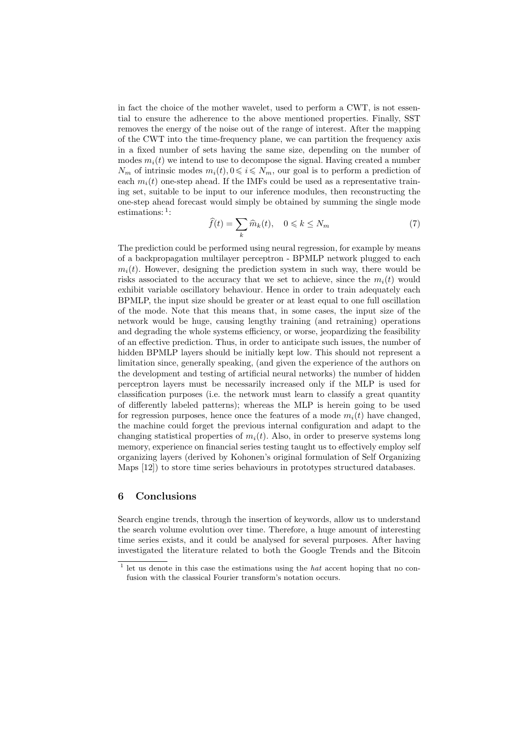in fact the choice of the mother wavelet, used to perform a CWT, is not essential to ensure the adherence to the above mentioned properties. Finally, SST removes the energy of the noise out of the range of interest. After the mapping of the CWT into the time-frequency plane, we can partition the frequency axis in a fixed number of sets having the same size, depending on the number of modes $m_i(t)$ we intend to use to decompose the signal. Having created a number $N_m$ of intrinsic modes $m_i(t), 0 \leqslant i \leqslant N_m$, our goal is to perform a prediction of each $m_i(t)$ one-step ahead. If the IMFs could be used as a representative training set, suitable to be input to our inference modules, then reconstructing the one-step ahead forecast would simply be obtained by summing the single mode estimations: [1]:

$$\widehat{f}(t) = \sum_{k} \widehat{m}_k(t), \quad 0 \leqslant k \leq N_m \tag{7}$$

The prediction could be performed using neural regression, for example by means of a backpropagation multilayer perceptron - BPMLP network plugged to each $m_i(t)$. However, designing the prediction system in such way, there would be risks associated to the accuracy that we set to achieve, since the $m_i(t)$ would exhibit variable oscillatory behaviour. Hence in order to train adequately each BPMLP, the input size should be greater or at least equal to one full oscillation of the mode. Note that this means that, in some cases, the input size of the network would be huge, causing lengthy training (and retraining) operations and degrading the whole systems efficiency, or worse, jeopardizing the feasibility of an effective prediction. Thus, in order to anticipate such issues, the number of hidden BPMLP layers should be initially kept low. This should not represent a limitation since, generally speaking, (and given the experience of the authors on the development and testing of artificial neural networks) the number of hidden perceptron layers must be necessarily increased only if the MLP is used for classification purposes (i.e. the network must learn to classify a great quantity of differently labeled patterns); whereas the MLP is herein going to be used for regression purposes, hence once the features of a mode $m_i(t)$ have changed, the machine could forget the previous internal configuration and adapt to the changing statistical properties of $m_i(t)$. Also, in order to preserve systems long memory, experience on financial series testing taught us to effectively employ self organizing layers (derived by Kohonen's original formulation of Self Organizing Maps [12]) to store time series behaviours in prototypes structured databases.

## 6 Conclusions

Search engine trends, through the insertion of keywords, allow us to understand the search volume evolution over time. Therefore, a huge amount of interesting time series exists, and it could be analysed for several purposes. After having investigated the literature related to both the Google Trends and the Bitcoin

[1] let us denote in this case the estimations using the *hat* accent hoping that no confusion with the classical Fourier transform's notation occurs.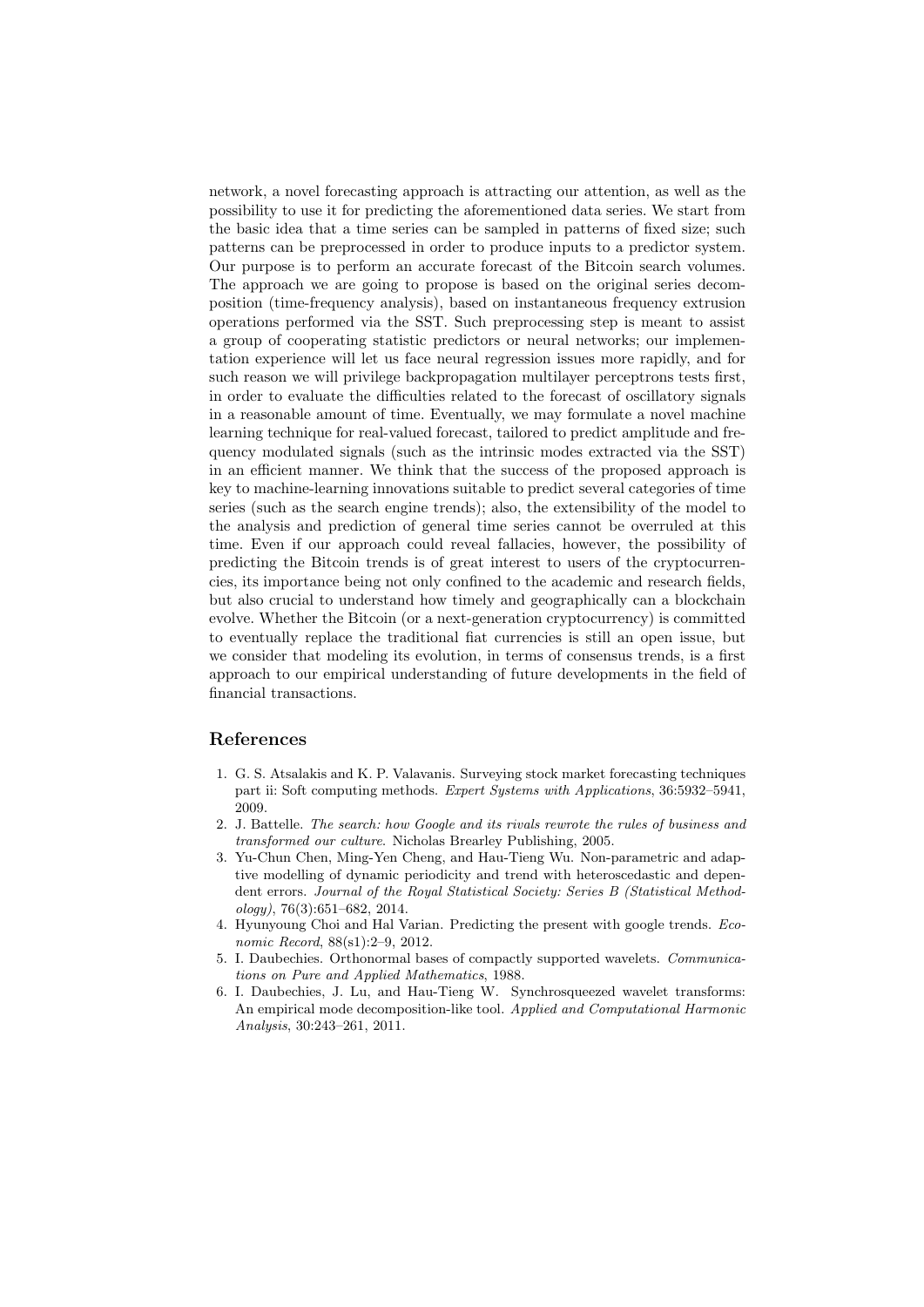network, a novel forecasting approach is attracting our attention, as well as the possibility to use it for predicting the aforementioned data series. We start from the basic idea that a time series can be sampled in patterns of fixed size; such patterns can be preprocessed in order to produce inputs to a predictor system. Our purpose is to perform an accurate forecast of the Bitcoin search volumes. The approach we are going to propose is based on the original series decomposition (time-frequency analysis), based on instantaneous frequency extrusion operations performed via the SST. Such preprocessing step is meant to assist a group of cooperating statistic predictors or neural networks; our implementation experience will let us face neural regression issues more rapidly, and for such reason we will privilege backpropagation multilayer perceptrons tests first, in order to evaluate the difficulties related to the forecast of oscillatory signals in a reasonable amount of time. Eventually, we may formulate a novel machine learning technique for real-valued forecast, tailored to predict amplitude and frequency modulated signals (such as the intrinsic modes extracted via the SST) in an efficient manner. We think that the success of the proposed approach is key to machine-learning innovations suitable to predict several categories of time series (such as the search engine trends); also, the extensibility of the model to the analysis and prediction of general time series cannot be overruled at this time. Even if our approach could reveal fallacies, however, the possibility of predicting the Bitcoin trends is of great interest to users of the cryptocurrencies, its importance being not only confined to the academic and research fields, but also crucial to understand how timely and geographically can a blockchain evolve. Whether the Bitcoin (or a next-generation cryptocurrency) is committed to eventually replace the traditional fiat currencies is still an open issue, but we consider that modeling its evolution, in terms of consensus trends, is a first approach to our empirical understanding of future developments in the field of financial transactions.

## References

1. G. S. Atsalakis and K. P. Valavanis. Surveying stock market forecasting techniques part ii: Soft computing methods. *Expert Systems with Applications*, 36:5932–5941, 2009.
2. J. Battelle. *The search: how Google and its rivals rewrote the rules of business and transformed our culture*. Nicholas Brearley Publishing, 2005.
3. Yu-Chun Chen, Ming-Yen Cheng, and Hau-Tieng Wu. Non-parametric and adaptive modelling of dynamic periodicity and trend with heteroscedastic and dependent errors. *Journal of the Royal Statistical Society: Series B (Statistical Methodology)*, 76(3):651–682, 2014.
4. Hyunyoung Choi and Hal Varian. Predicting the present with google trends. *Economic Record*, 88(s1):2–9, 2012.
5. I. Daubechies. Orthonormal bases of compactly supported wavelets. *Communications on Pure and Applied Mathematics*, 1988.
6. I. Daubechies, J. Lu, and Hau-Tieng W. Synchrosqueezed wavelet transforms: An empirical mode decomposition-like tool. *Applied and Computational Harmonic Analysis*, 30:243–261, 2011.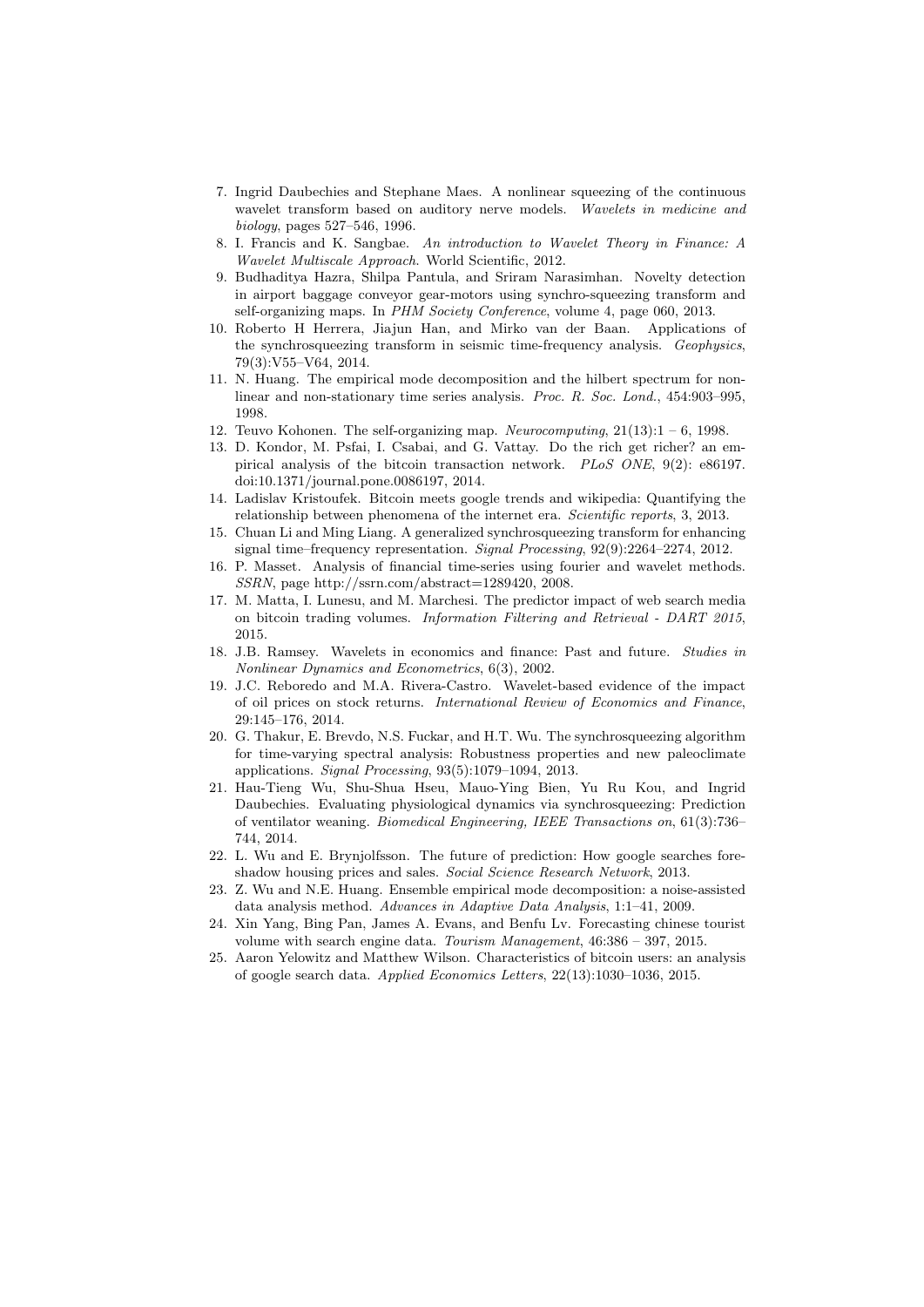7. Ingrid Daubechies and Stephane Maes. A nonlinear squeezing of the continuous wavelet transform based on auditory nerve models. *Wavelets in medicine and biology*, pages 527–546, 1996.
8. I. Francis and K. Sangbae. *An introduction to Wavelet Theory in Finance: A Wavelet Multiscale Approach*. World Scientific, 2012.
9. Budhaditya Hazra, Shilpa Pantula, and Sriram Narasimhan. Novelty detection in airport baggage conveyor gear-motors using synchro-squeezing transform and self-organizing maps. In *PHM Society Conference*, volume 4, page 060, 2013.
10. Roberto H Herrera, Jiajun Han, and Mirko van der Baan. Applications of the synchrosqueezing transform in seismic time-frequency analysis. *Geophysics*, 79(3):V55–V64, 2014.
11. N. Huang. The empirical mode decomposition and the hilbert spectrum for nonlinear and non-stationary time series analysis. *Proc. R. Soc. Lond.*, 454:903–995, 1998.
12. Teuvo Kohonen. The self-organizing map. *Neurocomputing*, 21(13):1 – 6, 1998.
13. D. Kondor, M. Psfai, I. Csabai, and G. Vattay. Do the rich get richer? an empirical analysis of the bitcoin transaction network. *PLoS ONE*, 9(2): e86197. doi:10.1371/journal.pone.0086197, 2014.
14. Ladislav Kristoufek. Bitcoin meets google trends and wikipedia: Quantifying the relationship between phenomena of the internet era. *Scientific reports*, 3, 2013.
15. Chuan Li and Ming Liang. A generalized synchrosqueezing transform for enhancing signal time–frequency representation. *Signal Processing*, 92(9):2264–2274, 2012.
16. P. Masset. Analysis of financial time-series using fourier and wavelet methods. *SSRN*, page http://ssrn.com/abstract=1289420, 2008.
17. M. Matta, I. Lunesu, and M. Marchesi. The predictor impact of web search media on bitcoin trading volumes. *Information Filtering and Retrieval - DART 2015*, 2015.
18. J.B. Ramsey. Wavelets in economics and finance: Past and future. *Studies in Nonlinear Dynamics and Econometrics*, 6(3), 2002.
19. J.C. Reboredo and M.A. Rivera-Castro. Wavelet-based evidence of the impact of oil prices on stock returns. *International Review of Economics and Finance*, 29:145–176, 2014.
20. G. Thakur, E. Brevdo, N.S. Fuckar, and H.T. Wu. The synchrosqueezing algorithm for time-varying spectral analysis: Robustness properties and new paleoclimate applications. *Signal Processing*, 93(5):1079–1094, 2013.
21. Hau-Tieng Wu, Shu-Shua Hseu, Mauo-Ying Bien, Yu Ru Kou, and Ingrid Daubechies. Evaluating physiological dynamics via synchrosqueezing: Prediction of ventilator weaning. *Biomedical Engineering, IEEE Transactions on*, 61(3):736–744, 2014.
22. L. Wu and E. Brynjolfsson. The future of prediction: How google searches foreshadow housing prices and sales. *Social Science Research Network*, 2013.
23. Z. Wu and N.E. Huang. Ensemble empirical mode decomposition: a noise-assisted data analysis method. *Advances in Adaptive Data Analysis*, 1:1–41, 2009.
24. Xin Yang, Bing Pan, James A. Evans, and Benfu Lv. Forecasting chinese tourist volume with search engine data. *Tourism Management*, 46:386 – 397, 2015.
25. Aaron Yelowitz and Matthew Wilson. Characteristics of bitcoin users: an analysis of google search data. *Applied Economics Letters*, 22(13):1030–1036, 2015.